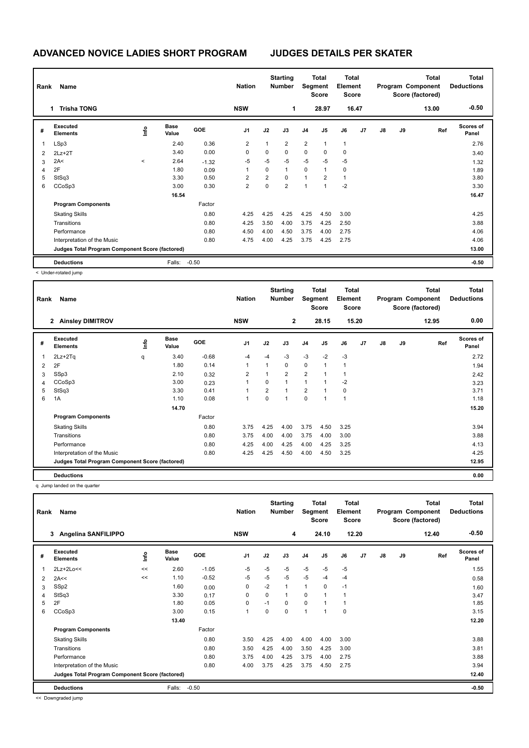# ADVANCED NOVICE LADIES SHORT PROGRAM

## JUDGES DETAILS PER SKATER

| Rank | Name | Nation | Starting Number | Total Segment Score | Total Element Score | Total Program Component Score (factored) | Total Deductions |
|---|---|---|---|---|---|---|---|
| 1 | Trisha TONG | NSW | 1 | 28.97 | 16.47 | 13.00 | -0.50 |

| # | Executed Elements | Info | Base Value | GOE | J1 | J2 | J3 | J4 | J5 | J6 | J7 | J8 | J9 | Ref | Scores of Panel |
|---|---|---|---|---|---|---|---|---|---|---|---|---|---|---|---|
| 1 | LSp3 | | 2.40 | 0.36 | 2 | 1 | 2 | 2 | 1 | 1 | | | | | 2.76 |
| 2 | 2Lz+2T | | 3.40 | 0.00 | 0 | 0 | 0 | 0 | 0 | 0 | | | | | 3.40 |
| 3 | 2A< | < | 2.64 | -1.32 | -5 | -5 | -5 | -5 | -5 | -5 | | | | | 1.32 |
| 4 | 2F | | 1.80 | 0.09 | 1 | 0 | 1 | 0 | 1 | 0 | | | | | 1.89 |
| 5 | StSq3 | | 3.30 | 0.50 | 2 | 2 | 0 | 1 | 2 | 1 | | | | | 3.80 |
| 6 | CCoSp3 | | 3.00 | 0.30 | 2 | 0 | 2 | 1 | 1 | -2 | | | | | 3.30 |
| | | | 16.54 | | | | | | | | | | | | 16.47 |
| | **Program Components** | | | Factor | | | | | | | | | | | |
| | Skating Skills | | | 0.80 | 4.25 | 4.25 | 4.25 | 4.25 | 4.50 | 3.00 | | | | | 4.25 |
| | Transitions | | | 0.80 | 4.25 | 3.50 | 4.00 | 3.75 | 4.25 | 2.50 | | | | | 3.88 |
| | Performance | | | 0.80 | 4.50 | 4.00 | 4.50 | 3.75 | 4.00 | 2.75 | | | | | 4.06 |
| | Interpretation of the Music | | | 0.80 | 4.75 | 4.00 | 4.25 | 3.75 | 4.25 | 2.75 | | | | | 4.06 |
| | **Judges Total Program Component Score (factored)** | | | | | | | | | | | | | | 13.00 |
| | **Deductions** | | Falls: | -0.50 | | | | | | | | | | | -0.50 |

< Under-rotated jump

| Rank | Name | Nation | Starting Number | Total Segment Score | Total Element Score | Total Program Component Score (factored) | Total Deductions |
|---|---|---|---|---|---|---|---|
| 2 | Ainsley DIMITROV | NSW | 2 | 28.15 | 15.20 | 12.95 | 0.00 |

| # | Executed Elements | Info | Base Value | GOE | J1 | J2 | J3 | J4 | J5 | J6 | J7 | J8 | J9 | Ref | Scores of Panel |
|---|---|---|---|---|---|---|---|---|---|---|---|---|---|---|---|
| 1 | 2Lz+2Tq | q | 3.40 | -0.68 | -4 | -4 | -3 | -3 | -2 | -3 | | | | | 2.72 |
| 2 | 2F | | 1.80 | 0.14 | 1 | 1 | 0 | 0 | 1 | 1 | | | | | 1.94 |
| 3 | SSp3 | | 2.10 | 0.32 | 2 | 1 | 2 | 2 | 1 | 1 | | | | | 2.42 |
| 4 | CCoSp3 | | 3.00 | 0.23 | 1 | 0 | 1 | 1 | 1 | -2 | | | | | 3.23 |
| 5 | StSq3 | | 3.30 | 0.41 | 1 | 2 | 1 | 2 | 1 | 0 | | | | | 3.71 |
| 6 | 1A | | 1.10 | 0.08 | 1 | 0 | 1 | 0 | 1 | 1 | | | | | 1.18 |
| | | | 14.70 | | | | | | | | | | | | 15.20 |
| | **Program Components** | | | Factor | | | | | | | | | | | |
| | Skating Skills | | | 0.80 | 3.75 | 4.25 | 4.00 | 3.75 | 4.50 | 3.25 | | | | | 3.94 |
| | Transitions | | | 0.80 | 3.75 | 4.00 | 4.00 | 3.75 | 4.00 | 3.00 | | | | | 3.88 |
| | Performance | | | 0.80 | 4.25 | 4.00 | 4.25 | 4.00 | 4.25 | 3.25 | | | | | 4.13 |
| | Interpretation of the Music | | | 0.80 | 4.25 | 4.25 | 4.50 | 4.00 | 4.50 | 3.25 | | | | | 4.25 |
| | **Judges Total Program Component Score (factored)** | | | | | | | | | | | | | | 12.95 |
| | **Deductions** | | | | | | | | | | | | | | 0.00 |

q Jump landed on the quarter

| Rank | Name | Nation | Starting Number | Total Segment Score | Total Element Score | Total Program Component Score (factored) | Total Deductions |
|---|---|---|---|---|---|---|---|
| 3 | Angelina SANFILIPPO | NSW | 4 | 24.10 | 12.20 | 12.40 | -0.50 |

| # | Executed Elements | Info | Base Value | GOE | J1 | J2 | J3 | J4 | J5 | J6 | J7 | J8 | J9 | Ref | Scores of Panel |
|---|---|---|---|---|---|---|---|---|---|---|---|---|---|---|---|
| 1 | 2Lz+2Lo<< | << | 2.60 | -1.05 | -5 | -5 | -5 | -5 | -5 | -5 | | | | | 1.55 |
| 2 | 2A<< | << | 1.10 | -0.52 | -5 | -5 | -5 | -5 | -4 | -4 | | | | | 0.58 |
| 3 | SSp2 | | 1.60 | 0.00 | 0 | -2 | 1 | 1 | 0 | -1 | | | | | 1.60 |
| 4 | StSq3 | | 3.30 | 0.17 | 0 | 0 | 1 | 0 | 1 | 1 | | | | | 3.47 |
| 5 | 2F | | 1.80 | 0.05 | 0 | -1 | 0 | 0 | 1 | 1 | | | | | 1.85 |
| 6 | CCoSp3 | | 3.00 | 0.15 | 1 | 0 | 0 | 1 | 1 | 0 | | | | | 3.15 |
| | | | 13.40 | | | | | | | | | | | | 12.20 |
| | **Program Components** | | | Factor | | | | | | | | | | | |
| | Skating Skills | | | 0.80 | 3.50 | 4.25 | 4.00 | 4.00 | 4.00 | 3.00 | | | | | 3.88 |
| | Transitions | | | 0.80 | 3.50 | 4.25 | 4.00 | 3.50 | 4.25 | 3.00 | | | | | 3.81 |
| | Performance | | | 0.80 | 3.75 | 4.00 | 4.25 | 3.75 | 4.00 | 2.75 | | | | | 3.88 |
| | Interpretation of the Music | | | 0.80 | 4.00 | 3.75 | 4.25 | 3.75 | 4.50 | 2.75 | | | | | 3.94 |
| | **Judges Total Program Component Score (factored)** | | | | | | | | | | | | | | 12.40 |
| | **Deductions** | | Falls: | -0.50 | | | | | | | | | | | -0.50 |

<< Downgraded jump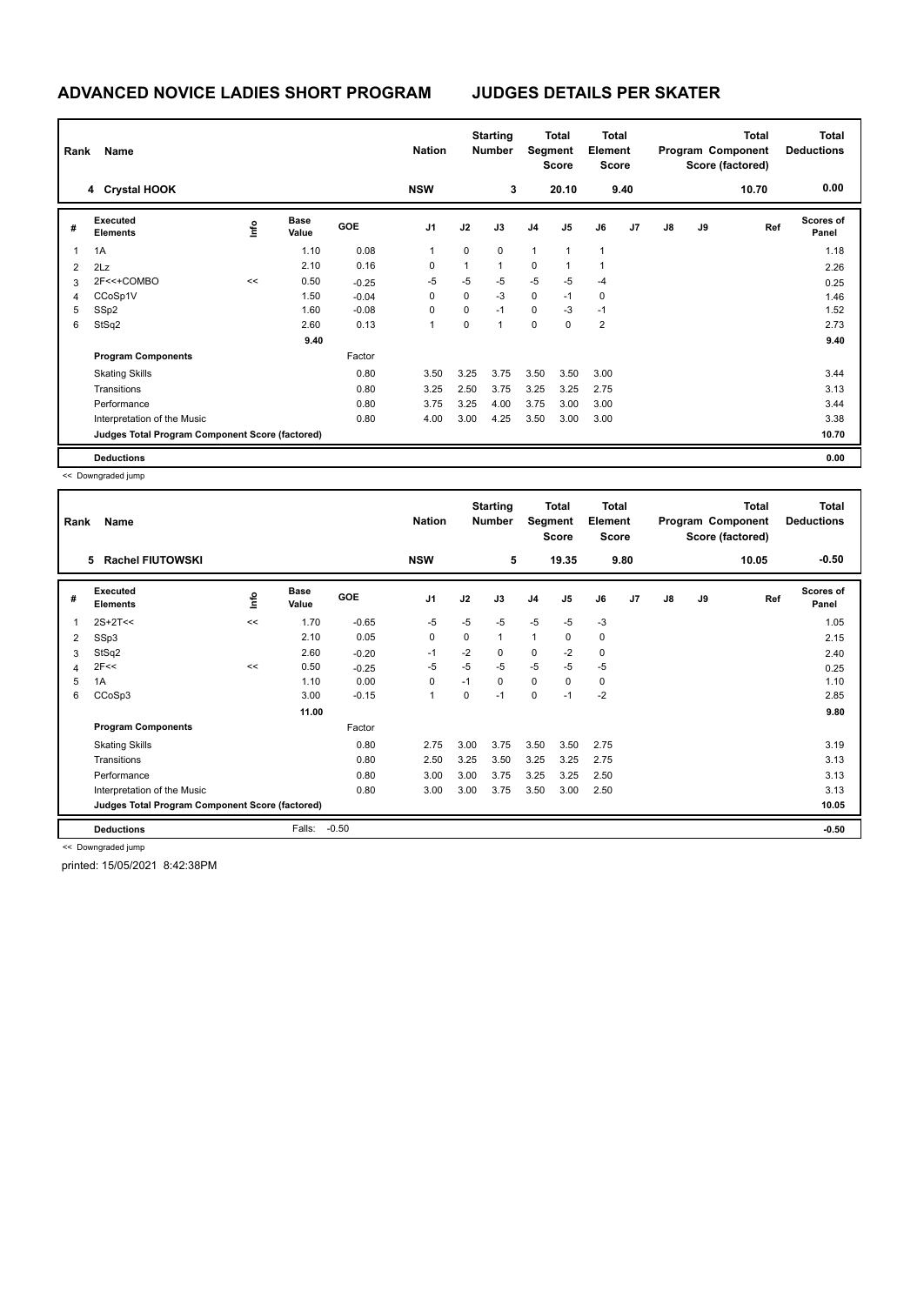# ADVANCED NOVICE LADIES SHORT PROGRAM — JUDGES DETAILS PER SKATER

| Rank | Name | Nation | Starting Number | Total Segment Score | Total Element Score | Total Program Component Score (factored) | Total Deductions |
|---|---|---|---|---|---|---|---|
| 4 | Crystal HOOK | NSW | 3 | 20.10 | 9.40 | 10.70 | 0.00 |

| # | Executed Elements | Info | Base Value | GOE | J1 | J2 | J3 | J4 | J5 | J6 | J7 | J8 | J9 | Ref | Scores of Panel |
|---|---|---|---|---|---|---|---|---|---|---|---|---|---|---|---|
| 1 | 1A | | 1.10 | 0.08 | 1 | 0 | 0 | 1 | 1 | 1 | | | | | 1.18 |
| 2 | 2Lz | | 2.10 | 0.16 | 0 | 1 | 1 | 0 | 1 | 1 | | | | | 2.26 |
| 3 | 2F<<+COMBO | << | 0.50 | -0.25 | -5 | -5 | -5 | -5 | -5 | -4 | | | | | 0.25 |
| 4 | CCoSp1V | | 1.50 | -0.04 | 0 | 0 | -3 | 0 | -1 | 0 | | | | | 1.46 |
| 5 | SSp2 | | 1.60 | -0.08 | 0 | 0 | -1 | 0 | -3 | -1 | | | | | 1.52 |
| 6 | StSq2 | | 2.60 | 0.13 | 1 | 0 | 1 | 0 | 0 | 2 | | | | | 2.73 |
| | | | 9.40 | | | | | | | | | | | | 9.40 |
| | **Program Components** | | | Factor | | | | | | | | | | | |
| | Skating Skills | | | 0.80 | 3.50 | 3.25 | 3.75 | 3.50 | 3.50 | 3.00 | | | | | 3.44 |
| | Transitions | | | 0.80 | 3.25 | 2.50 | 3.75 | 3.25 | 3.25 | 2.75 | | | | | 3.13 |
| | Performance | | | 0.80 | 3.75 | 3.25 | 4.00 | 3.75 | 3.00 | 3.00 | | | | | 3.44 |
| | Interpretation of the Music | | | 0.80 | 4.00 | 3.00 | 4.25 | 3.50 | 3.00 | 3.00 | | | | | 3.38 |
| | **Judges Total Program Component Score (factored)** | | | | | | | | | | | | | | 10.70 |
| | **Deductions** | | | | | | | | | | | | | | 0.00 |

<< Downgraded jump

| Rank | Name | Nation | Starting Number | Total Segment Score | Total Element Score | Total Program Component Score (factored) | Total Deductions |
|---|---|---|---|---|---|---|---|
| 5 | Rachel FIUTOWSKI | NSW | 5 | 19.35 | 9.80 | 10.05 | -0.50 |

| # | Executed Elements | Info | Base Value | GOE | J1 | J2 | J3 | J4 | J5 | J6 | J7 | J8 | J9 | Ref | Scores of Panel |
|---|---|---|---|---|---|---|---|---|---|---|---|---|---|---|---|
| 1 | 2S+2T<< | << | 1.70 | -0.65 | -5 | -5 | -5 | -5 | -5 | -3 | | | | | 1.05 |
| 2 | SSp3 | | 2.10 | 0.05 | 0 | 0 | 1 | 1 | 0 | 0 | | | | | 2.15 |
| 3 | StSq2 | | 2.60 | -0.20 | -1 | -2 | 0 | 0 | -2 | 0 | | | | | 2.40 |
| 4 | 2F<< | << | 0.50 | -0.25 | -5 | -5 | -5 | -5 | -5 | -5 | | | | | 0.25 |
| 5 | 1A | | 1.10 | 0.00 | 0 | -1 | 0 | 0 | 0 | 0 | | | | | 1.10 |
| 6 | CCoSp3 | | 3.00 | -0.15 | 1 | 0 | -1 | 0 | -1 | -2 | | | | | 2.85 |
| | | | 11.00 | | | | | | | | | | | | 9.80 |
| | **Program Components** | | | Factor | | | | | | | | | | | |
| | Skating Skills | | | 0.80 | 2.75 | 3.00 | 3.75 | 3.50 | 3.50 | 2.75 | | | | | 3.19 |
| | Transitions | | | 0.80 | 2.50 | 3.25 | 3.50 | 3.25 | 3.25 | 2.75 | | | | | 3.13 |
| | Performance | | | 0.80 | 3.00 | 3.00 | 3.75 | 3.25 | 3.25 | 2.50 | | | | | 3.13 |
| | Interpretation of the Music | | | 0.80 | 3.00 | 3.00 | 3.75 | 3.50 | 3.00 | 2.50 | | | | | 3.13 |
| | **Judges Total Program Component Score (factored)** | | | | | | | | | | | | | | 10.05 |
| | **Deductions** | | Falls: | -0.50 | | | | | | | | | | | -0.50 |

<< Downgraded jump

printed: 15/05/2021 8:42:38PM